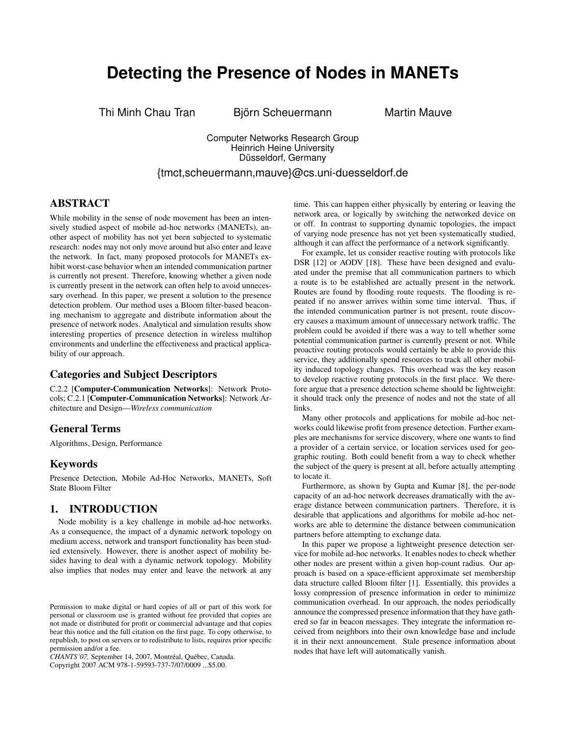# Detecting the Presence of Nodes in MANETs

Thi Minh Chau Tran  Björn Scheuermann  Martin Mauve

Computer Networks Research Group
Heinrich Heine University
Düsseldorf, Germany

{tmct,scheuermann,mauve}@cs.uni-duesseldorf.de

## ABSTRACT

While mobility in the sense of node movement has been an intensively studied aspect of mobile ad-hoc networks (MANETs), another aspect of mobility has not yet been subjected to systematic research: nodes may not only move around but also enter and leave the network. In fact, many proposed protocols for MANETs exhibit worst-case behavior when an intended communication partner is currently not present. Therefore, knowing whether a given node is currently present in the network can often help to avoid unnecessary overhead. In this paper, we present a solution to the presence detection problem. Our method uses a Bloom filter-based beaconing mechanism to aggregate and distribute information about the presence of network nodes. Analytical and simulation results show interesting properties of presence detection in wireless multihop environments and underline the effectiveness and practical applicability of our approach.

### Categories and Subject Descriptors

C.2.2 [**Computer-Communication Networks**]: Network Protocols; C.2.1 [**Computer-Communication Networks**]: Network Architecture and Design—*Wireless communication*

### General Terms

Algorithms, Design, Performance

### Keywords

Presence Detection, Mobile Ad-Hoc Networks, MANETs, Soft State Bloom Filter

## 1. INTRODUCTION

Node mobility is a key challenge in mobile ad-hoc networks. As a consequence, the impact of a dynamic network topology on medium access, network and transport functionality has been studied extensively. However, there is another aspect of mobility besides having to deal with a dynamic network topology. Mobility also implies that nodes may enter and leave the network at any time. This can happen either physically by entering or leaving the network area, or logically by switching the networked device on or off. In contrast to supporting dynamic topologies, the impact of varying node presence has not yet been systematically studied, although it can affect the performance of a network significantly.

For example, let us consider reactive routing with protocols like DSR [12] or AODV [18]. These have been designed and evaluated under the premise that all communication partners to which a route is to be established are actually present in the network. Routes are found by flooding route requests. The flooding is repeated if no answer arrives within some time interval. Thus, if the intended communication partner is not present, route discovery causes a maximum amount of unnecessary network traffic. The problem could be avoided if there was a way to tell whether some potential communication partner is currently present or not. While proactive routing protocols would certainly be able to provide this service, they additionally spend resources to track all other mobility induced topology changes. This overhead was the key reason to develop reactive routing protocols in the first place. We therefore argue that a presence detection scheme should be lightweight: it should track only the presence of nodes and not the state of all links.

Many other protocols and applications for mobile ad-hoc networks could likewise profit from presence detection. Further examples are mechanisms for service discovery, where one wants to find a provider of a certain service, or location services used for geographic routing. Both could benefit from a way to check whether the subject of the query is present at all, before actually attempting to locate it.

Furthermore, as shown by Gupta and Kumar [8], the per-node capacity of an ad-hoc network decreases dramatically with the average distance between communication partners. Therefore, it is desirable that applications and algorithms for mobile ad-hoc networks are able to determine the distance between communication partners before attempting to exchange data.

In this paper we propose a lightweight presence detection service for mobile ad-hoc networks. It enables nodes to check whether other nodes are present within a given hop-count radius. Our approach is based on a space-efficient approximate set membership data structure called Bloom filter [1]. Essentially, this provides a lossy compression of presence information in order to minimize communication overhead. In our approach, the nodes periodically announce the compressed presence information that they have gathered so far in beacon messages. They integrate the information received from neighbors into their own knowledge base and include it in their next announcement. Stale presence information about nodes that have left will automatically vanish.

Permission to make digital or hard copies of all or part of this work for personal or classroom use is granted without fee provided that copies are not made or distributed for profit or commercial advantage and that copies bear this notice and the full citation on the first page. To copy otherwise, to republish, to post on servers or to redistribute to lists, requires prior specific permission and/or a fee.
*CHANTS'07,* September 14, 2007, Montréal, Québec, Canada.
Copyright 2007 ACM 978-1-59593-737-7/07/0009 ...$5.00.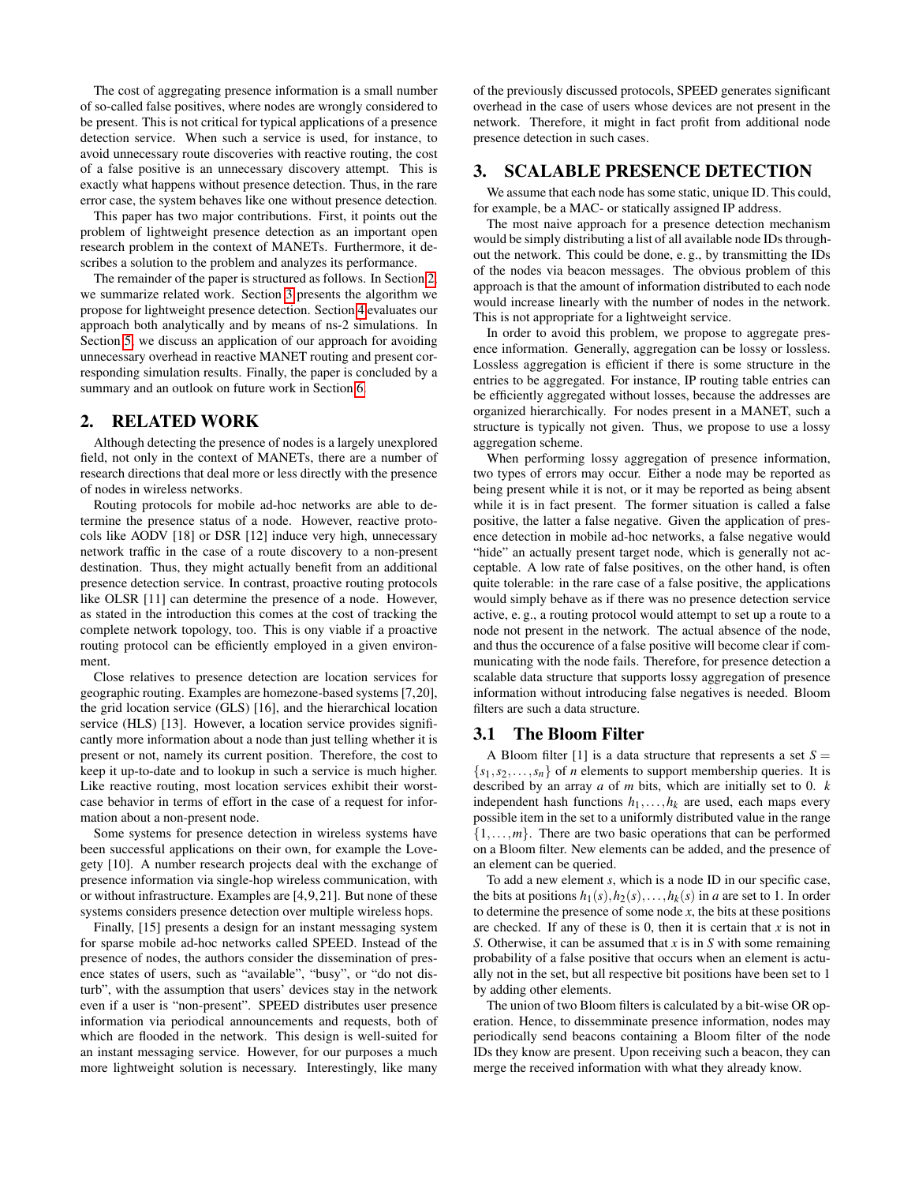The cost of aggregating presence information is a small number of so-called false positives, where nodes are wrongly considered to be present. This is not critical for typical applications of a presence detection service. When such a service is used, for instance, to avoid unnecessary route discoveries with reactive routing, the cost of a false positive is an unnecessary discovery attempt. This is exactly what happens without presence detection. Thus, in the rare error case, the system behaves like one without presence detection.

This paper has two major contributions. First, it points out the problem of lightweight presence detection as an important open research problem in the context of MANETs. Furthermore, it describes a solution to the problem and analyzes its performance.

The remainder of the paper is structured as follows. In Section 2, we summarize related work. Section 3 presents the algorithm we propose for lightweight presence detection. Section 4 evaluates our approach both analytically and by means of ns-2 simulations. In Section 5, we discuss an application of our approach for avoiding unnecessary overhead in reactive MANET routing and present corresponding simulation results. Finally, the paper is concluded by a summary and an outlook on future work in Section 6.

## 2. RELATED WORK

Although detecting the presence of nodes is a largely unexplored field, not only in the context of MANETs, there are a number of research directions that deal more or less directly with the presence of nodes in wireless networks.

Routing protocols for mobile ad-hoc networks are able to determine the presence status of a node. However, reactive protocols like AODV [18] or DSR [12] induce very high, unnecessary network traffic in the case of a route discovery to a non-present destination. Thus, they might actually benefit from an additional presence detection service. In contrast, proactive routing protocols like OLSR [11] can determine the presence of a node. However, as stated in the introduction this comes at the cost of tracking the complete network topology, too. This is ony viable if a proactive routing protocol can be efficiently employed in a given environment.

Close relatives to presence detection are location services for geographic routing. Examples are homezone-based systems [7,20], the grid location service (GLS) [16], and the hierarchical location service (HLS) [13]. However, a location service provides significantly more information about a node than just telling whether it is present or not, namely its current position. Therefore, the cost to keep it up-to-date and to lookup in such a service is much higher. Like reactive routing, most location services exhibit their worst-case behavior in terms of effort in the case of a request for information about a non-present node.

Some systems for presence detection in wireless systems have been successful applications on their own, for example the Lovegety [10]. A number research projects deal with the exchange of presence information via single-hop wireless communication, with or without infrastructure. Examples are [4,9,21]. But none of these systems considers presence detection over multiple wireless hops.

Finally, [15] presents a design for an instant messaging system for sparse mobile ad-hoc networks called SPEED. Instead of the presence of nodes, the authors consider the dissemination of presence states of users, such as "available", "busy", or "do not disturb", with the assumption that users' devices stay in the network even if a user is "non-present". SPEED distributes user presence information via periodical announcements and requests, both of which are flooded in the network. This design is well-suited for an instant messaging service. However, for our purposes a much more lightweight solution is necessary. Interestingly, like many of the previously discussed protocols, SPEED generates significant overhead in the case of users whose devices are not present in the network. Therefore, it might in fact profit from additional node presence detection in such cases.

## 3. SCALABLE PRESENCE DETECTION

We assume that each node has some static, unique ID. This could, for example, be a MAC- or statically assigned IP address.

The most naive approach for a presence detection mechanism would be simply distributing a list of all available node IDs throughout the network. This could be done, e. g., by transmitting the IDs of the nodes via beacon messages. The obvious problem of this approach is that the amount of information distributed to each node would increase linearly with the number of nodes in the network. This is not appropriate for a lightweight service.

In order to avoid this problem, we propose to aggregate presence information. Generally, aggregation can be lossy or lossless. Lossless aggregation is efficient if there is some structure in the entries to be aggregated. For instance, IP routing table entries can be efficiently aggregated without losses, because the addresses are organized hierarchically. For nodes present in a MANET, such a structure is typically not given. Thus, we propose to use a lossy aggregation scheme.

When performing lossy aggregation of presence information, two types of errors may occur. Either a node may be reported as being present while it is not, or it may be reported as being absent while it is in fact present. The former situation is called a false positive, the latter a false negative. Given the application of presence detection in mobile ad-hoc networks, a false negative would "hide" an actually present target node, which is generally not acceptable. A low rate of false positives, on the other hand, is often quite tolerable: in the rare case of a false positive, the applications would simply behave as if there was no presence detection service active, e. g., a routing protocol would attempt to set up a route to a node not present in the network. The actual absence of the node, and thus the occurence of a false positive will become clear if communicating with the node fails. Therefore, for presence detection a scalable data structure that supports lossy aggregation of presence information without introducing false negatives is needed. Bloom filters are such a data structure.

### 3.1 The Bloom Filter

A Bloom filter [1] is a data structure that represents a set $S = \{s_1, s_2, \ldots, s_n\}$ of $n$ elements to support membership queries. It is described by an array $a$ of $m$ bits, which are initially set to 0. $k$ independent hash functions $h_1, \ldots, h_k$ are used, each maps every possible item in the set to a uniformly distributed value in the range $\{1, \ldots, m\}$. There are two basic operations that can be performed on a Bloom filter. New elements can be added, and the presence of an element can be queried.

To add a new element $s$, which is a node ID in our specific case, the bits at positions $h_1(s), h_2(s), \ldots, h_k(s)$ in $a$ are set to 1. In order to determine the presence of some node $x$, the bits at these positions are checked. If any of these is 0, then it is certain that $x$ is not in $S$. Otherwise, it can be assumed that $x$ is in $S$ with some remaining probability of a false positive that occurs when an element is actually not in the set, but all respective bit positions have been set to 1 by adding other elements.

The union of two Bloom filters is calculated by a bit-wise OR operation. Hence, to disseminate presence information, nodes may periodically send beacons containing a Bloom filter of the node IDs they know are present. Upon receiving such a beacon, they can merge the received information with what they already know.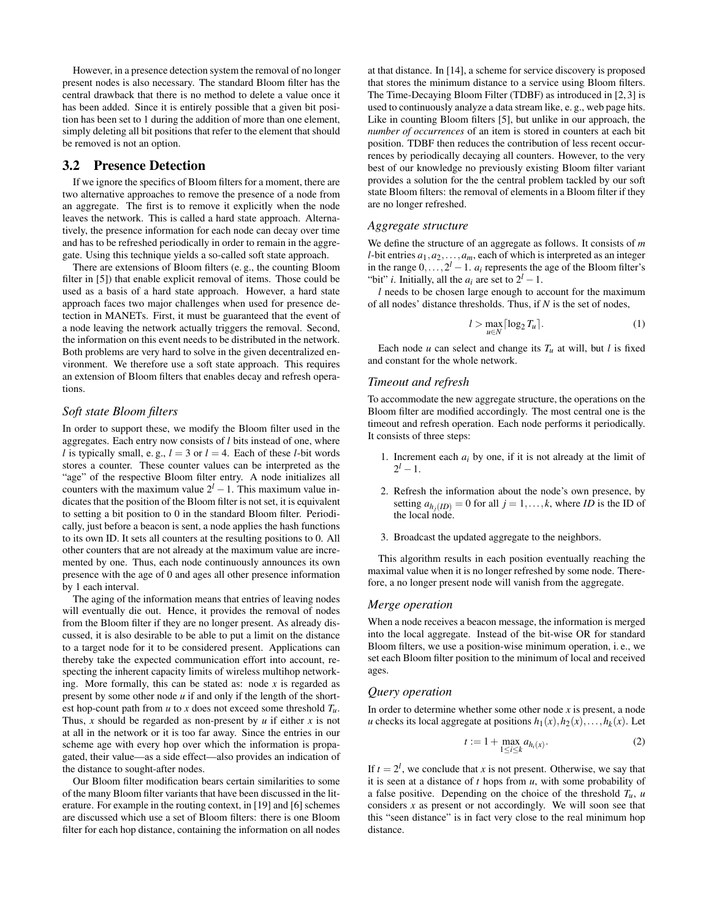However, in a presence detection system the removal of no longer present nodes is also necessary. The standard Bloom filter has the central drawback that there is no method to delete a value once it has been added. Since it is entirely possible that a given bit position has been set to 1 during the addition of more than one element, simply deleting all bit positions that refer to the element that should be removed is not an option.

## 3.2 Presence Detection

If we ignore the specifics of Bloom filters for a moment, there are two alternative approaches to remove the presence of a node from an aggregate. The first is to remove it explicitly when the node leaves the network. This is called a hard state approach. Alternatively, the presence information for each node can decay over time and has to be refreshed periodically in order to remain in the aggregate. Using this technique yields a so-called soft state approach.

There are extensions of Bloom filters (e. g., the counting Bloom filter in [5]) that enable explicit removal of items. Those could be used as a basis of a hard state approach. However, a hard state approach faces two major challenges when used for presence detection in MANETs. First, it must be guaranteed that the event of a node leaving the network actually triggers the removal. Second, the information on this event needs to be distributed in the network. Both problems are very hard to solve in the given decentralized environment. We therefore use a soft state approach. This requires an extension of Bloom filters that enables decay and refresh operations.

### *Soft state Bloom filters*

In order to support these, we modify the Bloom filter used in the aggregates. Each entry now consists of $l$ bits instead of one, where $l$ is typically small, e. g., $l = 3$ or $l = 4$. Each of these $l$-bit words stores a counter. These counter values can be interpreted as the "age" of the respective Bloom filter entry. A node initializes all counters with the maximum value $2^l - 1$. This maximum value indicates that the position of the Bloom filter is not set, it is equivalent to setting a bit position to 0 in the standard Bloom filter. Periodically, just before a beacon is sent, a node applies the hash functions to its own ID. It sets all counters at the resulting positions to 0. All other counters that are not already at the maximum value are incremented by one. Thus, each node continuously announces its own presence with the age of 0 and ages all other presence information by 1 each interval.

The aging of the information means that entries of leaving nodes will eventually die out. Hence, it provides the removal of nodes from the Bloom filter if they are no longer present. As already discussed, it is also desirable to be able to put a limit on the distance to a target node for it to be considered present. Applications can thereby take the expected communication effort into account, respecting the inherent capacity limits of wireless multihop networking. More formally, this can be stated as: node $x$ is regarded as present by some other node $u$ if and only if the length of the shortest hop-count path from $u$ to $x$ does not exceed some threshold $T_u$. Thus, $x$ should be regarded as non-present by $u$ if either $x$ is not at all in the network or it is too far away. Since the entries in our scheme age with every hop over which the information is propagated, their value—as a side effect—also provides an indication of the distance to sought-after nodes.

Our Bloom filter modification bears certain similarities to some of the many Bloom filter variants that have been discussed in the literature. For example in the routing context, in [19] and [6] schemes are discussed which use a set of Bloom filters: there is one Bloom filter for each hop distance, containing the information on all nodes at that distance. In [14], a scheme for service discovery is proposed that stores the minimum distance to a service using Bloom filters. The Time-Decaying Bloom Filter (TDBF) as introduced in [2, 3] is used to continuously analyze a data stream like, e. g., web page hits. Like in counting Bloom filters [5], but unlike in our approach, the *number of occurrences* of an item is stored in counters at each bit position. TDBF then reduces the contribution of less recent occurrences by periodically decaying all counters. However, to the very best of our knowledge no previously existing Bloom filter variant provides a solution for the the central problem tackled by our soft state Bloom filters: the removal of elements in a Bloom filter if they are no longer refreshed.

### *Aggregate structure*

We define the structure of an aggregate as follows. It consists of $m$ $l$-bit entries $a_1, a_2, \ldots, a_m$, each of which is interpreted as an integer in the range $0, \ldots, 2^l - 1$. $a_i$ represents the age of the Bloom filter's "bit" $i$. Initially, all the $a_i$ are set to $2^l - 1$.

$l$ needs to be chosen large enough to account for the maximum of all nodes' distance thresholds. Thus, if $N$ is the set of nodes,

$$l > \max_{u \in N} \lceil \log_2 T_u \rceil. \tag{1}$$

Each node $u$ can select and change its $T_u$ at will, but $l$ is fixed and constant for the whole network.

### *Timeout and refresh*

To accommodate the new aggregate structure, the operations on the Bloom filter are modified accordingly. The most central one is the timeout and refresh operation. Each node performs it periodically. It consists of three steps:

1. Increment each $a_i$ by one, if it is not already at the limit of $2^l - 1$.
2. Refresh the information about the node's own presence, by setting $a_{h_j(ID)} = 0$ for all $j = 1, \ldots, k$, where $ID$ is the ID of the local node.
3. Broadcast the updated aggregate to the neighbors.

This algorithm results in each position eventually reaching the maximal value when it is no longer refreshed by some node. Therefore, a no longer present node will vanish from the aggregate.

### *Merge operation*

When a node receives a beacon message, the information is merged into the local aggregate. Instead of the bit-wise OR for standard Bloom filters, we use a position-wise minimum operation, i. e., we set each Bloom filter position to the minimum of local and received ages.

### *Query operation*

In order to determine whether some other node $x$ is present, a node $u$ checks its local aggregate at positions $h_1(x), h_2(x), \ldots, h_k(x)$. Let

$$t := 1 + \max_{1 \le i \le k} a_{h_i(x)}. \tag{2}$$

If $t = 2^l$, we conclude that $x$ is not present. Otherwise, we say that it is seen at a distance of $t$ hops from $u$, with some probability of a false positive. Depending on the choice of the threshold $T_u$, $u$ considers $x$ as present or not accordingly. We will soon see that this "seen distance" is in fact very close to the real minimum hop distance.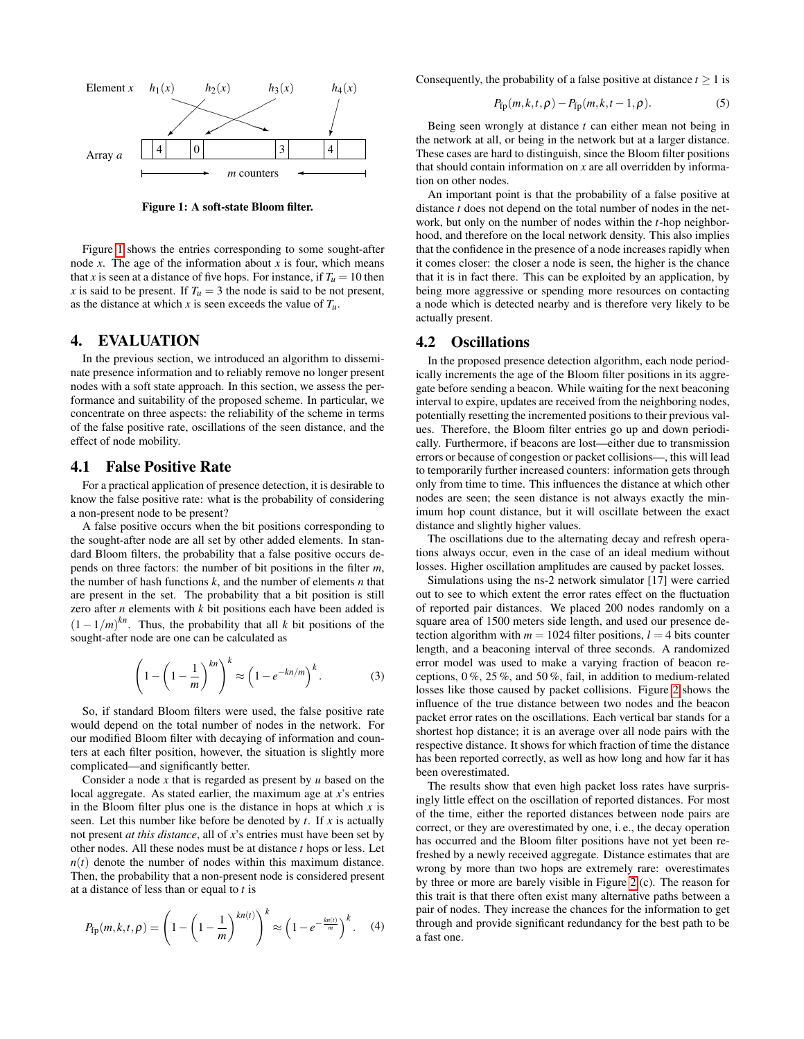Element $x$ $h_1(x)$ $h_2(x)$ $h_3(x)$ $h_4(x)$

Array $a$ | 4 | 0 | 3 | 4 |

$m$ counters

**Figure 1: A soft-state Bloom filter.**

Figure 1 shows the entries corresponding to some sought-after node $x$. The age of the information about $x$ is four, which means that $x$ is seen at a distance of five hops. For instance, if $T_u = 10$ then $x$ is said to be present. If $T_u = 3$ the node is said to be not present, as the distance at which $x$ is seen exceeds the value of $T_u$.

# 4. EVALUATION

In the previous section, we introduced an algorithm to disseminate presence information and to reliably remove no longer present nodes with a soft state approach. In this section, we assess the performance and suitability of the proposed scheme. In particular, we concentrate on three aspects: the reliability of the scheme in terms of the false positive rate, oscillations of the seen distance, and the effect of node mobility.

## 4.1 False Positive Rate

For a practical application of presence detection, it is desirable to know the false positive rate: what is the probability of considering a non-present node to be present?

A false positive occurs when the bit positions corresponding to the sought-after node are all set by other added elements. In standard Bloom filters, the probability that a false positive occurs depends on three factors: the number of bit positions in the filter $m$, the number of hash functions $k$, and the number of elements $n$ that are present in the set. The probability that a bit position is still zero after $n$ elements with $k$ bit positions each have been added is $(1-1/m)^{kn}$. Thus, the probability that all $k$ bit positions of the sought-after node are one can be calculated as

$$\left(1-\left(1-\frac{1}{m}\right)^{kn}\right)^k \approx \left(1-e^{-kn/m}\right)^k. \quad (3)$$

So, if standard Bloom filters were used, the false positive rate would depend on the total number of nodes in the network. For our modified Bloom filter with decaying of information and counters at each filter position, however, the situation is slightly more complicated—and significantly better.

Consider a node $x$ that is regarded as present by $u$ based on the local aggregate. As stated earlier, the maximum age at $x$'s entries in the Bloom filter plus one is the distance in hops at which $x$ is seen. Let this number like before be denoted by $t$. If $x$ is actually not present *at this distance*, all of $x$'s entries must have been set by other nodes. All these nodes must be at distance $t$ hops or less. Let $n(t)$ denote the number of nodes within this maximum distance. Then, the probability that a non-present node is considered present at a distance of less than or equal to $t$ is

$$P_{\text{fp}}(m,k,t,\rho) = \left(1-\left(1-\frac{1}{m}\right)^{kn(t)}\right)^k \approx \left(1-e^{-\frac{kn(t)}{m}}\right)^k. \quad (4)$$

Consequently, the probability of a false positive at distance $t \geq 1$ is

$$P_{\text{fp}}(m,k,t,\rho) - P_{\text{fp}}(m,k,t-1,\rho). \quad (5)$$

Being seen wrongly at distance $t$ can either mean not being in the network at all, or being in the network but at a larger distance. These cases are hard to distinguish, since the Bloom filter positions that should contain information on $x$ are all overridden by information on other nodes.

An important point is that the probability of a false positive at distance $t$ does not depend on the total number of nodes in the network, but only on the number of nodes within the $t$-hop neighborhood, and therefore on the local network density. This also implies that the confidence in the presence of a node increases rapidly when it comes closer: the closer a node is seen, the higher is the chance that it is in fact there. This can be exploited by an application, by being more aggressive or spending more resources on contacting a node which is detected nearby and is therefore very likely to be actually present.

## 4.2 Oscillations

In the proposed presence detection algorithm, each node periodically increments the age of the Bloom filter positions in its aggregate before sending a beacon. While waiting for the next beaconing interval to expire, updates are received from the neighboring nodes, potentially resetting the incremented positions to their previous values. Therefore, the Bloom filter entries go up and down periodically. Furthermore, if beacons are lost—either due to transmission errors or because of congestion or packet collisions—, this will lead to temporarily further increased counters: information gets through only from time to time. This influences the distance at which other nodes are seen; the seen distance is not always exactly the minimum hop count distance, but it will oscillate between the exact distance and slightly higher values.

The oscillations due to the alternating decay and refresh operations always occur, even in the case of an ideal medium without losses. Higher oscillation amplitudes are caused by packet losses.

Simulations using the ns-2 network simulator [17] were carried out to see to which extent the error rates effect on the fluctuation of reported pair distances. We placed 200 nodes randomly on a square area of 1500 meters side length, and used our presence detection algorithm with $m = 1024$ filter positions, $l = 4$ bits counter length, and a beaconing interval of three seconds. A randomized error model was used to make a varying fraction of beacon receptions, 0 %, 25 %, and 50 %, fail, in addition to medium-related losses like those caused by packet collisions. Figure 2 shows the influence of the true distance between two nodes and the beacon packet error rates on the oscillations. Each vertical bar stands for a shortest hop distance; it is an average over all node pairs with the respective distance. It shows for which fraction of time the distance has been reported correctly, as well as how long and how far it has been overestimated.

The results show that even high packet loss rates have surprisingly little effect on the oscillation of reported distances. For most of the time, either the reported distances between node pairs are correct, or they are overestimated by one, i. e., the decay operation has occurred and the Bloom filter positions have not yet been refreshed by a newly received aggregate. Distance estimates that are wrong by more than two hops are extremely rare: overestimates by three or more are barely visible in Figure 2 (c). The reason for this trait is that there often exist many alternative paths between a pair of nodes. They increase the chances for the information to get through and provide significant redundancy for the best path to be a fast one.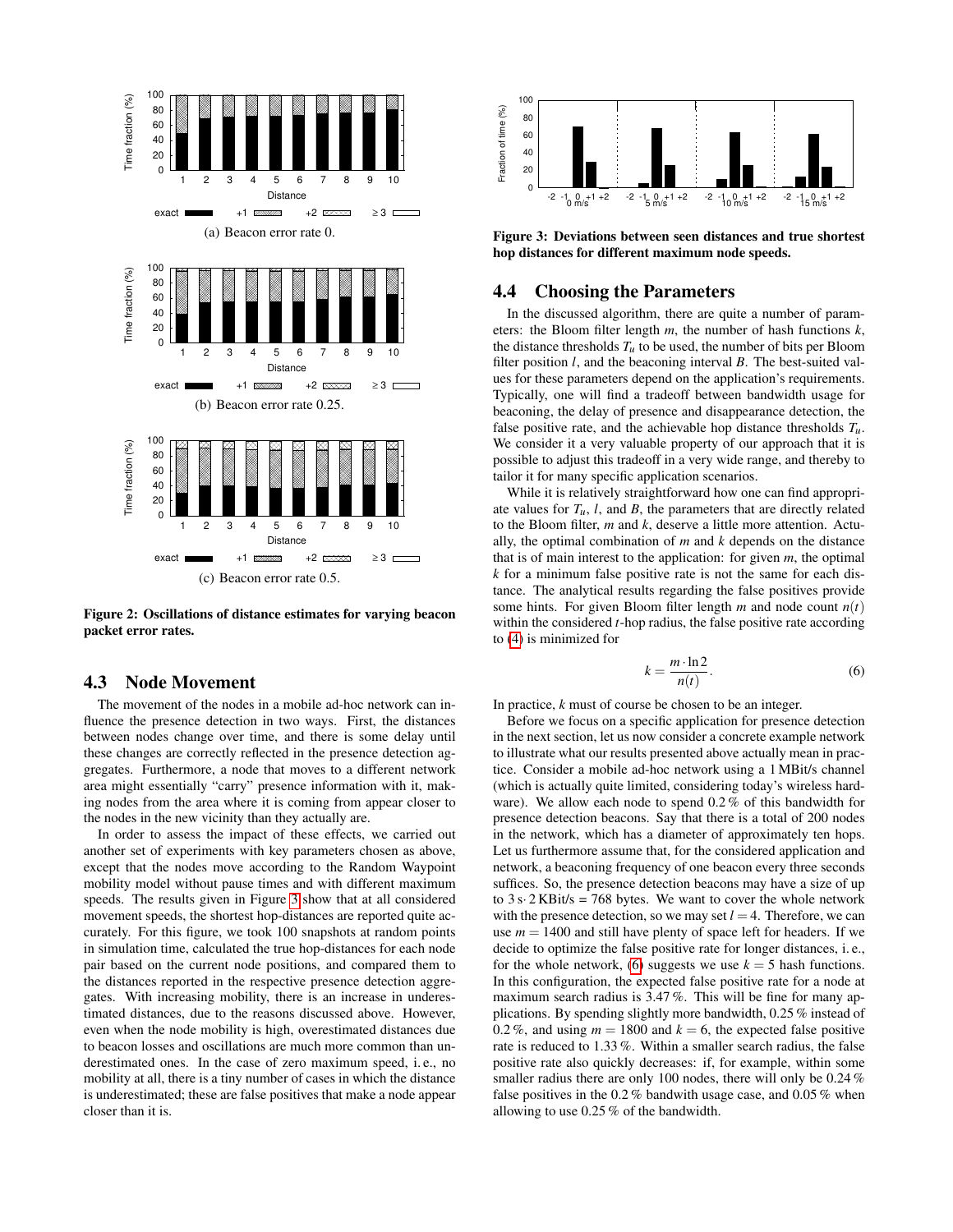Figure 2: Oscillations of distance estimates for varying beacon packet error rates.

(a) Beacon error rate 0.

(b) Beacon error rate 0.25.

(c) Beacon error rate 0.5.

### 4.3 Node Movement

The movement of the nodes in a mobile ad-hoc network can influence the presence detection in two ways. First, the distances between nodes change over time, and there is some delay until these changes are correctly reflected in the presence detection aggregates. Furthermore, a node that moves to a different network area might essentially "carry" presence information with it, making nodes from the area where it is coming from appear closer to the nodes in the new vicinity than they actually are.

In order to assess the impact of these effects, we carried out another set of experiments with key parameters chosen as above, except that the nodes move according to the Random Waypoint mobility model without pause times and with different maximum speeds. The results given in Figure 3 show that at all considered movement speeds, the shortest hop-distances are reported quite accurately. For this figure, we took 100 snapshots at random points in simulation time, calculated the true hop-distances for each node pair based on the current node positions, and compared them to the distances reported in the respective presence detection aggregates. With increasing mobility, there is an increase in underestimated distances, due to the reasons discussed above. However, even when the node mobility is high, overestimated distances due to beacon losses and oscillations are much more common than underestimated ones. In the case of zero maximum speed, i. e., no mobility at all, there is a tiny number of cases in which the distance is underestimated; these are false positives that make a node appear closer than it is.

Figure 3: Deviations between seen distances and true shortest hop distances for different maximum node speeds.

### 4.4 Choosing the Parameters

In the discussed algorithm, there are quite a number of parameters: the Bloom filter length $m$, the number of hash functions $k$, the distance thresholds $T_u$ to be used, the number of bits per Bloom filter position $l$, and the beaconing interval $B$. The best-suited values for these parameters depend on the application's requirements. Typically, one will find a tradeoff between bandwidth usage for beaconing, the delay of presence and disappearance detection, the false positive rate, and the achievable hop distance thresholds $T_u$. We consider it a very valuable property of our approach that it is possible to adjust this tradeoff in a very wide range, and thereby to tailor it for many specific application scenarios.

While it is relatively straightforward how one can find appropriate values for $T_u$, $l$, and $B$, the parameters that are directly related to the Bloom filter, $m$ and $k$, deserve a little more attention. Actually, the optimal combination of $m$ and $k$ depends on the distance that is of main interest to the application: for given $m$, the optimal $k$ for a minimum false positive rate is not the same for each distance. The analytical results regarding the false positives provide some hints. For given Bloom filter length $m$ and node count $n(t)$ within the considered $t$-hop radius, the false positive rate according to (4) is minimized for

$$k = \frac{m \cdot \ln 2}{n(t)}. \quad (6)$$

In practice, $k$ must of course be chosen to be an integer.

Before we focus on a specific application for presence detection in the next section, let us now consider a concrete example network to illustrate what our results presented above actually mean in practice. Consider a mobile ad-hoc network using a 1 MBit/s channel (which is actually quite limited, considering today's wireless hardware). We allow each node to spend 0.2 % of this bandwidth for presence detection beacons. Say that there is a total of 200 nodes in the network, which has a diameter of approximately ten hops. Let us furthermore assume that, for the considered application and network, a beaconing frequency of one beacon every three seconds suffices. So, the presence detection beacons may have a size of up to $3\,\mathrm{s} \cdot 2\,\mathrm{KBit/s} = 768$ bytes. We want to cover the whole network with the presence detection, so we may set $l = 4$. Therefore, we can use $m = 1400$ and still have plenty of space left for headers. If we decide to optimize the false positive rate for longer distances, i. e., for the whole network, (6) suggests we use $k = 5$ hash functions. In this configuration, the expected false positive rate for a node at maximum search radius is 3.47 %. This will be fine for many applications. By spending slightly more bandwidth, 0.25 % instead of 0.2 %, and using $m = 1800$ and $k = 6$, the expected false positive rate is reduced to 1.33 %. Within a smaller search radius, the false positive rate also quickly decreases: if, for example, within some smaller radius there are only 100 nodes, there will only be 0.24 % false positives in the 0.2 % bandwidth usage case, and 0.05 % when allowing to use 0.25 % of the bandwidth.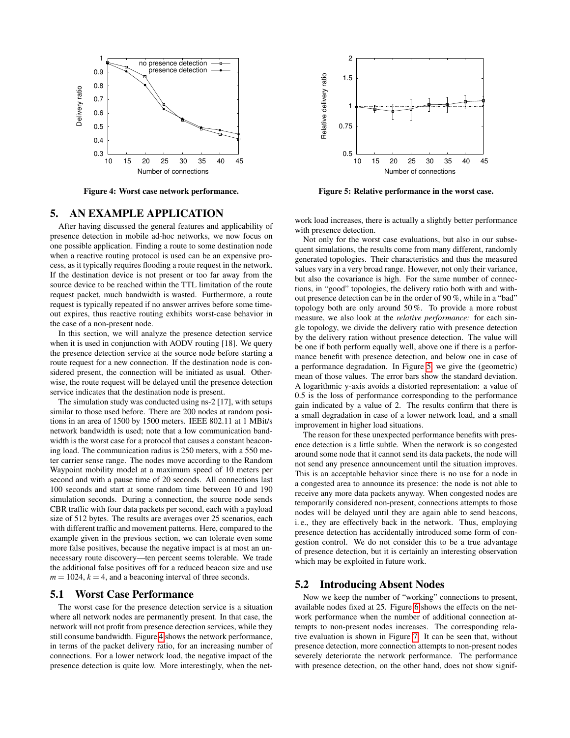1
0.9
0.8
0.7
0.6
0.5
0.4
0.3
Delivery ratio
10 15 20 25 30 35 40 45
Number of connections
no presence detection
presence detection

**Figure 4: Worst case network performance.**

2
1.5
1
0.75
0.5
Relative delivery ratio
10 15 20 25 30 35 40 45
Number of connections

**Figure 5: Relative performance in the worst case.**

# 5. AN EXAMPLE APPLICATION

After having discussed the general features and applicability of presence detection in mobile ad-hoc networks, we now focus on one possible application. Finding a route to some destination node when a reactive routing protocol is used can be an expensive process, as it typically requires flooding a route request in the network. If the destination device is not present or too far away from the source device to be reached within the TTL limitation of the route request packet, much bandwidth is wasted. Furthermore, a route request is typically repeated if no answer arrives before some timeout expires, thus reactive routing exhibits worst-case behavior in the case of a non-present node.

In this section, we will analyze the presence detection service when it is used in conjunction with AODV routing [18]. We query the presence detection service at the source node before starting a route request for a new connection. If the destination node is considered present, the connection will be initiated as usual. Otherwise, the route request will be delayed until the presence detection service indicates that the destination node is present.

The simulation study was conducted using ns-2 [17], with setups similar to those used before. There are 200 nodes at random positions in an area of 1500 by 1500 meters. IEEE 802.11 at 1 MBit/s network bandwidth is used; note that a low communication bandwidth is the worst case for a protocol that causes a constant beaconing load. The communication radius is 250 meters, with a 550 meter carrier sense range. The nodes move according to the Random Waypoint mobility model at a maximum speed of 10 meters per second and with a pause time of 20 seconds. All connections last 100 seconds and start at some random time between 10 and 190 simulation seconds. During a connection, the source node sends CBR traffic with four data packets per second, each with a payload size of 512 bytes. The results are averages over 25 scenarios, each with different traffic and movement patterns. Here, compared to the example given in the previous section, we can tolerate even some more false positives, because the negative impact is at most an unnecessary route discovery—ten percent seems tolerable. We trade the additional false positives off for a reduced beacon size and use $m = 1024$, $k = 4$, and a beaconing interval of three seconds.

## 5.1 Worst Case Performance

The worst case for the presence detection service is a situation where all network nodes are permanently present. In that case, the network will not profit from presence detection services, while they still consume bandwidth. Figure 4 shows the network performance, in terms of the packet delivery ratio, for an increasing number of connections. For a lower network load, the negative impact of the presence detection is quite low. More interestingly, when the network load increases, there is actually a slightly better performance with presence detection.

Not only for the worst case evaluations, but also in our subsequent simulations, the results come from many different, randomly generated topologies. Their characteristics and thus the measured values vary in a very broad range. However, not only their variance, but also the covariance is high. For the same number of connections, in "good" topologies, the delivery ratio both with and without presence detection can be in the order of 90 %, while in a "bad" topology both are only around 50 %. To provide a more robust measure, we also look at the *relative performance:* for each single topology, we divide the delivery ratio with presence detection by the delivery ration without presence detection. The value will be one if both perform equally well, above one if there is a performance benefit with presence detection, and below one in case of a performance degradation. In Figure 5, we give the (geometric) mean of those values. The error bars show the standard deviation. A logarithmic y-axis avoids a distorted representation: a value of 0.5 is the loss of performance corresponding to the performance gain indicated by a value of 2. The results confirm that there is a small degradation in case of a lower network load, and a small improvement in higher load situations.

The reason for these unexpected performance benefits with presence detection is a little subtle. When the network is so congested around some node that it cannot send its data packets, the node will not send any presence announcement until the situation improves. This is an acceptable behavior since there is no use for a node in a congested area to announce its presence: the node is not able to receive any more data packets anyway. When congested nodes are temporarily considered non-present, connections attempts to those nodes will be delayed until they are again able to send beacons, i. e., they are effectively back in the network. Thus, employing presence detection has accidentally introduced some form of congestion control. We do not consider this to be a true advantage of presence detection, but it is certainly an interesting observation which may be exploited in future work.

## 5.2 Introducing Absent Nodes

Now we keep the number of "working" connections to present, available nodes fixed at 25. Figure 6 shows the effects on the network performance when the number of additional connection attempts to non-present nodes increases. The corresponding relative evaluation is shown in Figure 7. It can be seen that, without presence detection, more connection attempts to non-present nodes severely deteriorate the network performance. The performance with presence detection, on the other hand, does not show signif-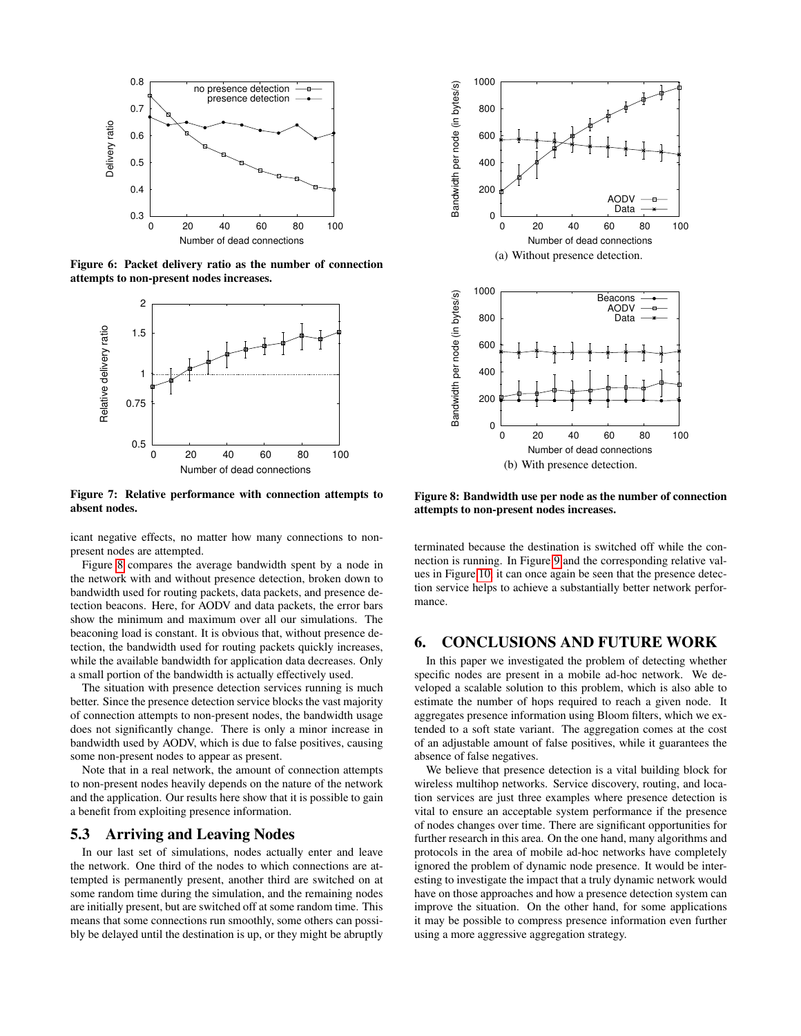0.8
0.7
0.6
0.5
0.4
0.3
Delivery ratio
no presence detection
presence detection
0 20 40 60 80 100
Number of dead connections

**Figure 6: Packet delivery ratio as the number of connection attempts to non-present nodes increases.**

2
1.5
1
0.75
0.5
Relative delivery ratio
0 20 40 60 80 100
Number of dead connections

**Figure 7: Relative performance with connection attempts to absent nodes.**

1000
800
600
400
200
0
Bandwidth per node (in bytes/s)
AODV
Data
0 20 40 60 80 100
Number of dead connections

(a) Without presence detection.

1000
800
600
400
200
0
Bandwidth per node (in bytes/s)
Beacons
AODV
Data
0 20 40 60 80 100
Number of dead connections

(b) With presence detection.

**Figure 8: Bandwidth use per node as the number of connection attempts to non-present nodes increases.**

icant negative effects, no matter how many connections to non-present nodes are attempted.

Figure 8 compares the average bandwidth spent by a node in the network with and without presence detection, broken down to bandwidth used for routing packets, data packets, and presence detection beacons. Here, for AODV and data packets, the error bars show the minimum and maximum over all our simulations. The beaconing load is constant. It is obvious that, without presence detection, the bandwidth used for routing packets quickly increases, while the available bandwidth for application data decreases. Only a small portion of the bandwidth is actually effectively used.

The situation with presence detection services running is much better. Since the presence detection service blocks the vast majority of connection attempts to non-present nodes, the bandwidth usage does not significantly change. There is only a minor increase in bandwidth used by AODV, which is due to false positives, causing some non-present nodes to appear as present.

Note that in a real network, the amount of connection attempts to non-present nodes heavily depends on the nature of the network and the application. Our results here show that it is possible to gain a benefit from exploiting presence information.

## 5.3 Arriving and Leaving Nodes

In our last set of simulations, nodes actually enter and leave the network. One third of the nodes to which connections are attempted is permanently present, another third are switched on at some random time during the simulation, and the remaining nodes are initially present, but are switched off at some random time. This means that some connections run smoothly, some others can possibly be delayed until the destination is up, or they might be abruptly terminated because the destination is switched off while the connection is running. In Figure 9 and the corresponding relative values in Figure 10, it can once again be seen that the presence detection service helps to achieve a substantially better network performance.

# 6. CONCLUSIONS AND FUTURE WORK

In this paper we investigated the problem of detecting whether specific nodes are present in a mobile ad-hoc network. We developed a scalable solution to this problem, which is also able to estimate the number of hops required to reach a given node. It aggregates presence information using Bloom filters, which we extended to a soft state variant. The aggregation comes at the cost of an adjustable amount of false positives, while it guarantees the absence of false negatives.

We believe that presence detection is a vital building block for wireless multihop networks. Service discovery, routing, and location services are just three examples where presence detection is vital to ensure an acceptable system performance if the presence of nodes changes over time. There are significant opportunities for further research in this area. On the one hand, many algorithms and protocols in the area of mobile ad-hoc networks have completely ignored the problem of dynamic node presence. It would be interesting to investigate the impact that a truly dynamic network would have on those approaches and how a presence detection system can improve the situation. On the other hand, for some applications it may be possible to compress presence information even further using a more aggressive aggregation strategy.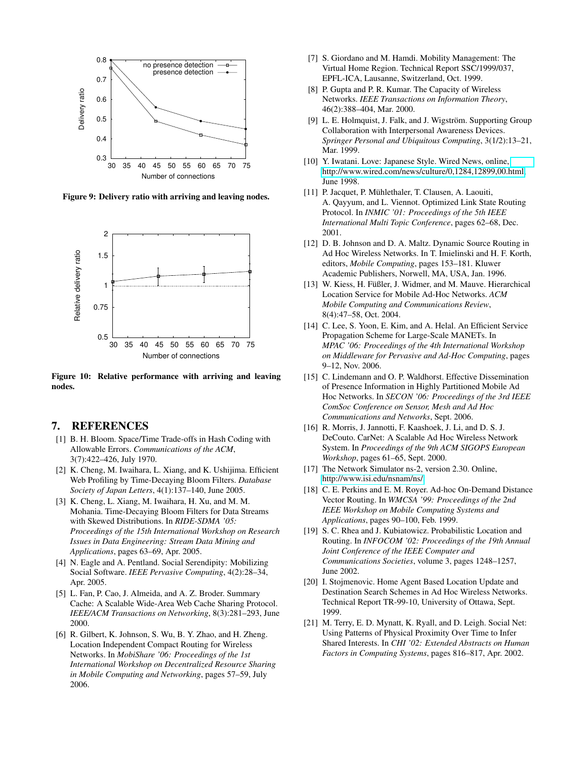0.8
0.7
0.6
0.5
0.4
0.3
Delivery ratio
30 35 40 45 50 55 60 65 70 75
Number of connections
no presence detection
presence detection

**Figure 9: Delivery ratio with arriving and leaving nodes.**

2
1.5
1
0.75
0.5
Relative delivery ratio
30 35 40 45 50 55 60 65 70 75
Number of connections

**Figure 10: Relative performance with arriving and leaving nodes.**

# 7. REFERENCES

[1] B. H. Bloom. Space/Time Trade-offs in Hash Coding with Allowable Errors. *Communications of the ACM*, 3(7):422–426, July 1970.

[2] K. Cheng, M. Iwaihara, L. Xiang, and K. Ushijima. Efficient Web Profiling by Time-Decaying Bloom Filters. *Database Society of Japan Letters*, 4(1):137–140, June 2005.

[3] K. Cheng, L. Xiang, M. Iwaihara, H. Xu, and M. M. Mohania. Time-Decaying Bloom Filters for Data Streams with Skewed Distributions. In *RIDE-SDMA '05: Proceedings of the 15th International Workshop on Research Issues in Data Engineering: Stream Data Mining and Applications*, pages 63–69, Apr. 2005.

[4] N. Eagle and A. Pentland. Social Serendipity: Mobilizing Social Software. *IEEE Pervasive Computing*, 4(2):28–34, Apr. 2005.

[5] L. Fan, P. Cao, J. Almeida, and A. Z. Broder. Summary Cache: A Scalable Wide-Area Web Cache Sharing Protocol. *IEEE/ACM Transactions on Networking*, 8(3):281–293, June 2000.

[6] R. Gilbert, K. Johnson, S. Wu, B. Y. Zhao, and H. Zheng. Location Independent Compact Routing for Wireless Networks. In *MobiShare '06: Proceedings of the 1st International Workshop on Decentralized Resource Sharing in Mobile Computing and Networking*, pages 57–59, July 2006.

[7] S. Giordano and M. Hamdi. Mobility Management: The Virtual Home Region. Technical Report SSC/1999/037, EPFL-ICA, Lausanne, Switzerland, Oct. 1999.

[8] P. Gupta and P. R. Kumar. The Capacity of Wireless Networks. *IEEE Transactions on Information Theory*, 46(2):388–404, Mar. 2000.

[9] L. E. Holmquist, J. Falk, and J. Wigström. Supporting Group Collaboration with Interpersonal Awareness Devices. *Springer Personal and Ubiquitous Computing*, 3(1/2):13–21, Mar. 1999.

[10] Y. Iwatani. Love: Japanese Style. Wired News, online, http://www.wired.com/news/culture/0,1284,12899,00.html, June 1998.

[11] P. Jacquet, P. Mühlethaler, T. Clausen, A. Laouiti, A. Qayyum, and L. Viennot. Optimized Link State Routing Protocol. In *INMIC '01: Proceedings of the 5th IEEE International Multi Topic Conference*, pages 62–68, Dec. 2001.

[12] D. B. Johnson and D. A. Maltz. Dynamic Source Routing in Ad Hoc Wireless Networks. In T. Imielinski and H. F. Korth, editors, *Mobile Computing*, pages 153–181. Kluwer Academic Publishers, Norwell, MA, USA, Jan. 1996.

[13] W. Kiess, H. Füßler, J. Widmer, and M. Mauve. Hierarchical Location Service for Mobile Ad-Hoc Networks. *ACM Mobile Computing and Communications Review*, 8(4):47–58, Oct. 2004.

[14] C. Lee, S. Yoon, E. Kim, and A. Helal. An Efficient Service Propagation Scheme for Large-Scale MANETs. In *MPAC '06: Proceedings of the 4th International Workshop on Middleware for Pervasive and Ad-Hoc Computing*, pages 9–12, Nov. 2006.

[15] C. Lindemann and O. P. Waldhorst. Effective Dissemination of Presence Information in Highly Partitioned Mobile Ad Hoc Networks. In *SECON '06: Proceedings of the 3rd IEEE ComSoc Conference on Sensor, Mesh and Ad Hoc Communications and Networks*, Sept. 2006.

[16] R. Morris, J. Jannotti, F. Kaashoek, J. Li, and D. S. J. DeCouto. CarNet: A Scalable Ad Hoc Wireless Network System. In *Proceedings of the 9th ACM SIGOPS European Workshop*, pages 61–65, Sept. 2000.

[17] The Network Simulator ns-2, version 2.30. Online, http://www.isi.edu/nsnam/ns/.

[18] C. E. Perkins and E. M. Royer. Ad-hoc On-Demand Distance Vector Routing. In *WMCSA '99: Proceedings of the 2nd IEEE Workshop on Mobile Computing Systems and Applications*, pages 90–100, Feb. 1999.

[19] S. C. Rhea and J. Kubiatowicz. Probabilistic Location and Routing. In *INFOCOM '02: Proceedings of the 19th Annual Joint Conference of the IEEE Computer and Communications Societies*, volume 3, pages 1248–1257, June 2002.

[20] I. Stojmenovic. Home Agent Based Location Update and Destination Search Schemes in Ad Hoc Wireless Networks. Technical Report TR-99-10, University of Ottawa, Sept. 1999.

[21] M. Terry, E. D. Mynatt, K. Ryall, and D. Leigh. Social Net: Using Patterns of Physical Proximity Over Time to Infer Shared Interests. In *CHI '02: Extended Abstracts on Human Factors in Computing Systems*, pages 816–817, Apr. 2002.